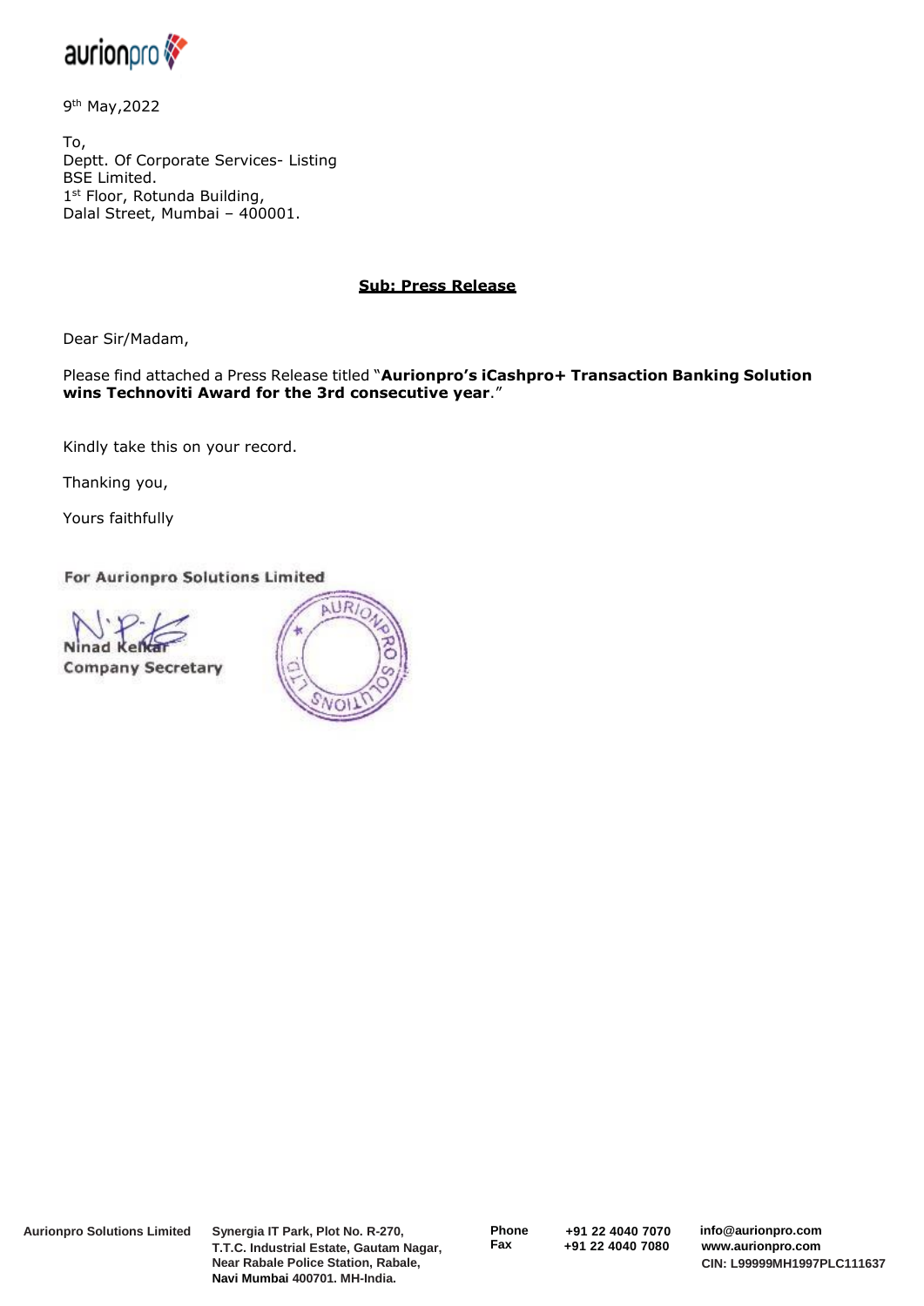9th May,2022

To,
Deptt. Of Corporate Services- Listing
BSE Limited.
1st Floor, Rotunda Building,
Dalal Street, Mumbai – 400001.

**Sub: Press Release**

Dear Sir/Madam,

Please find attached a Press Release titled "**Aurionpro's iCashpro+ Transaction Banking Solution wins Technoviti Award for the 3rd consecutive year**."

Kindly take this on your record.

Thanking you,

Yours faithfully

**For Aurionpro Solutions Limited**

Ninad Kelkar
**Company Secretary**

**Aurionpro Solutions Limited** Synergia IT Park, Plot No. R-270, T.T.C. Industrial Estate, Gautam Nagar, Near Rabale Police Station, Rabale, Navi Mumbai 400701. MH-India.

Phone +91 22 4040 7070
Fax +91 22 4040 7080

info@aurionpro.com
www.aurionpro.com
CIN: L99999MH1997PLC111637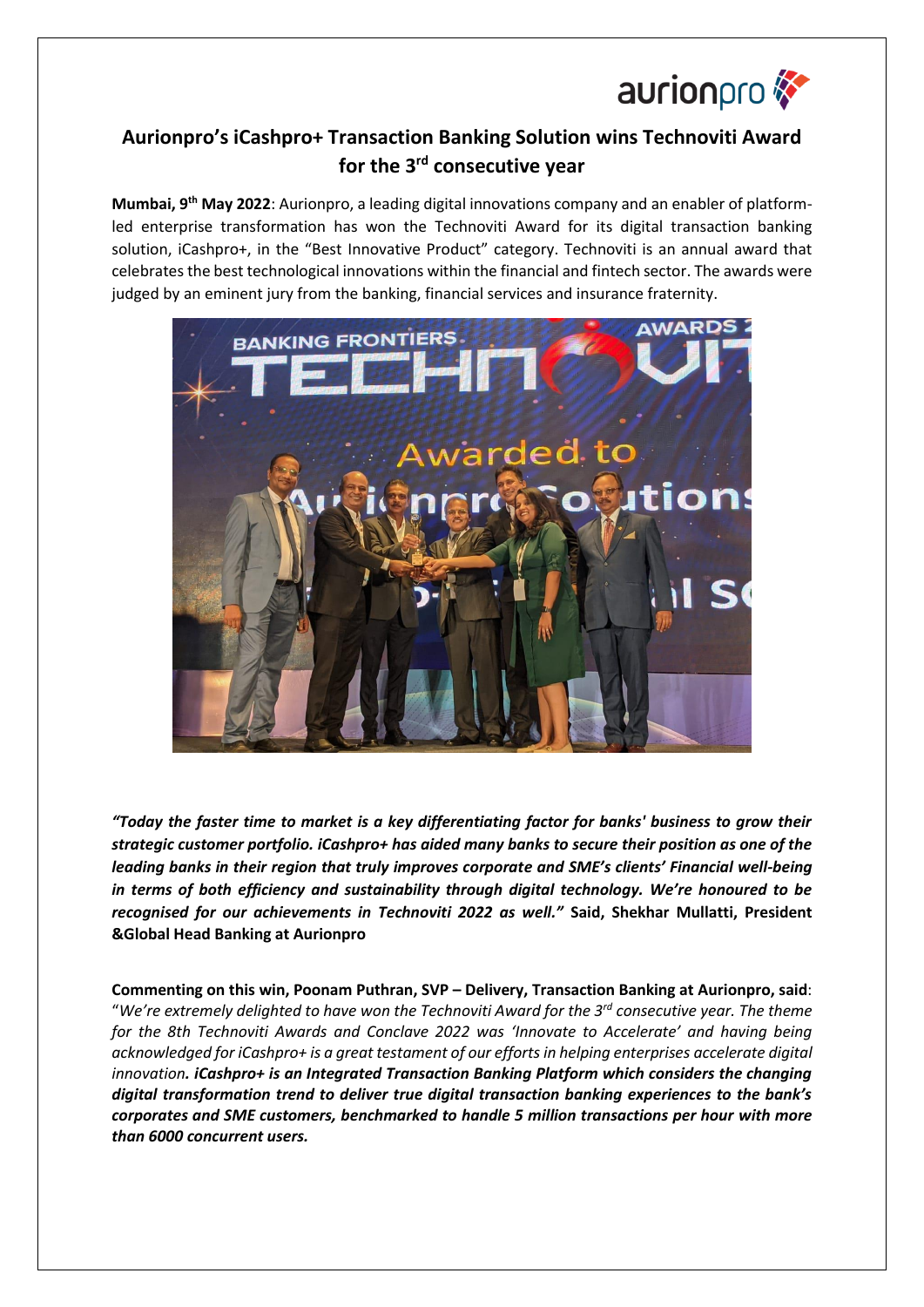# Aurionpro's iCashpro+ Transaction Banking Solution wins Technoviti Award for the 3rd consecutive year

**Mumbai, 9th May 2022**: Aurionpro, a leading digital innovations company and an enabler of platform-led enterprise transformation has won the Technoviti Award for its digital transaction banking solution, iCashpro+, in the "Best Innovative Product" category. Technoviti is an annual award that celebrates the best technological innovations within the financial and fintech sector. The awards were judged by an eminent jury from the banking, financial services and insurance fraternity.

***"Today the faster time to market is a key differentiating factor for banks' business to grow their strategic customer portfolio. iCashpro+ has aided many banks to secure their position as one of the leading banks in their region that truly improves corporate and SME's clients' Financial well-being in terms of both efficiency and sustainability through digital technology. We're honoured to be recognised for our achievements in Technoviti 2022 as well."*** **Said, Shekhar Mullatti, President &Global Head Banking at Aurionpro**

**Commenting on this win, Poonam Puthran, SVP – Delivery, Transaction Banking at Aurionpro, said**: "*We're extremely delighted to have won the Technoviti Award for the 3rd consecutive year. The theme for the 8th Technoviti Awards and Conclave 2022 was 'Innovate to Accelerate' and having being acknowledged for iCashpro+ is a great testament of our efforts in helping enterprises accelerate digital innovation.* ***iCashpro+ is an Integrated Transaction Banking Platform which considers the changing digital transformation trend to deliver true digital transaction banking experiences to the bank's corporates and SME customers, benchmarked to handle 5 million transactions per hour with more than 6000 concurrent users.***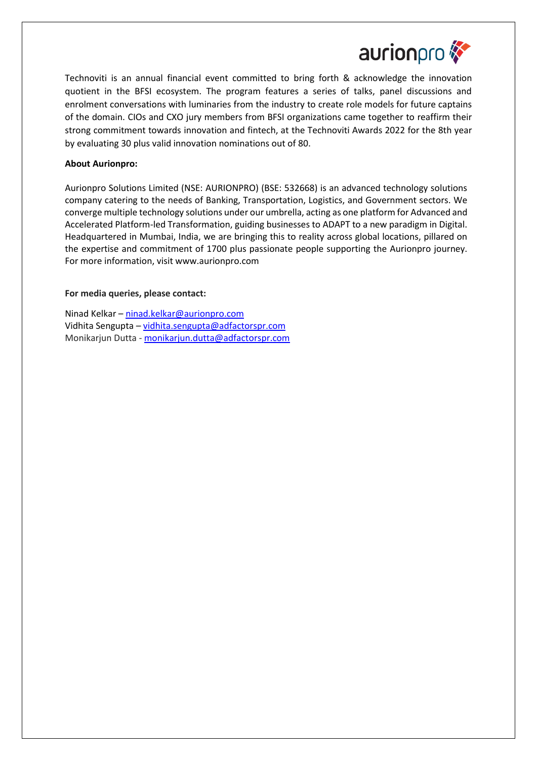Technoviti is an annual financial event committed to bring forth & acknowledge the innovation quotient in the BFSI ecosystem. The program features a series of talks, panel discussions and enrolment conversations with luminaries from the industry to create role models for future captains of the domain. CIOs and CXO jury members from BFSI organizations came together to reaffirm their strong commitment towards innovation and fintech, at the Technoviti Awards 2022 for the 8th year by evaluating 30 plus valid innovation nominations out of 80.

**About Aurionpro:**

Aurionpro Solutions Limited (NSE: AURIONPRO) (BSE: 532668) is an advanced technology solutions company catering to the needs of Banking, Transportation, Logistics, and Government sectors. We converge multiple technology solutions under our umbrella, acting as one platform for Advanced and Accelerated Platform-led Transformation, guiding businesses to ADAPT to a new paradigm in Digital. Headquartered in Mumbai, India, we are bringing this to reality across global locations, pillared on the expertise and commitment of 1700 plus passionate people supporting the Aurionpro journey. For more information, visit www.aurionpro.com

**For media queries, please contact:**

Ninad Kelkar – ninad.kelkar@aurionpro.com
Vidhita Sengupta – vidhita.sengupta@adfactorspr.com
Monikarjun Dutta - monikarjun.dutta@adfactorspr.com